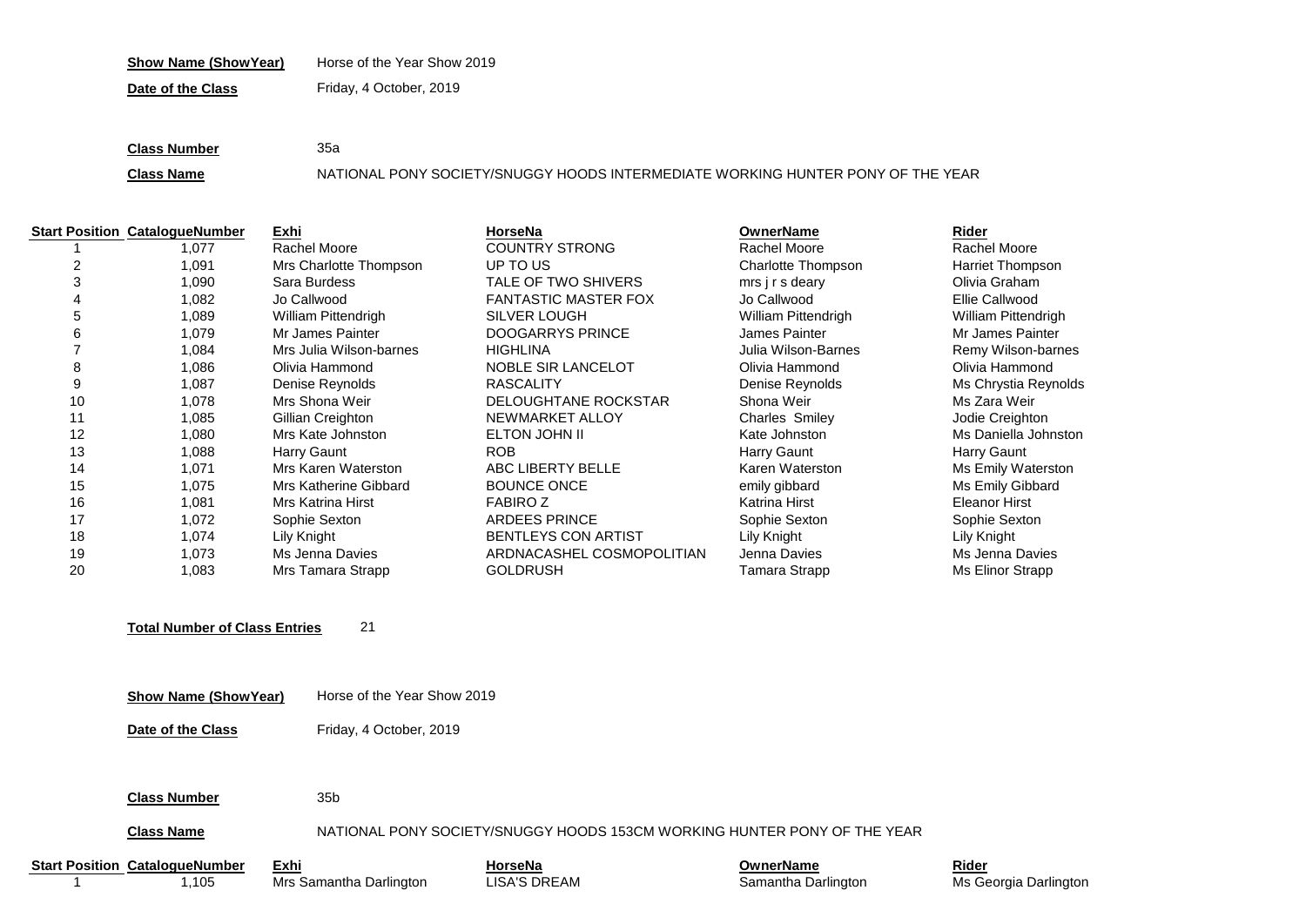**Show Name (ShowYear)** Horse of the Year Show 2019

**Date of the Class** Friday, 4 October, 2019

**Class Number** 35a

**Class Name** NATIONAL PONY SOCIETY/SNUGGY HOODS INTERMEDIATE WORKING HUNTER PONY OF THE YEAR

| Start Position | CatalogueNumber | Exhi | HorseNa | OwnerName | Rider |
|---|---|---|---|---|---|
| 1 | 1,077 | Rachel Moore | COUNTRY STRONG | Rachel Moore | Rachel Moore |
| 2 | 1,091 | Mrs Charlotte Thompson | UP TO US | Charlotte Thompson | Harriet Thompson |
| 3 | 1,090 | Sara Burdess | TALE OF TWO SHIVERS | mrs j r s deary | Olivia Graham |
| 4 | 1,082 | Jo Callwood | FANTASTIC MASTER FOX | Jo Callwood | Ellie Callwood |
| 5 | 1,089 | William Pittendrigh | SILVER LOUGH | William Pittendrigh | William Pittendrigh |
| 6 | 1,079 | Mr James Painter | DOOGARRYS PRINCE | James Painter | Mr James Painter |
| 7 | 1,084 | Mrs Julia Wilson-barnes | HIGHLINA | Julia Wilson-Barnes | Remy Wilson-barnes |
| 8 | 1,086 | Olivia Hammond | NOBLE SIR LANCELOT | Olivia Hammond | Olivia Hammond |
| 9 | 1,087 | Denise Reynolds | RASCALITY | Denise Reynolds | Ms Chrystia Reynolds |
| 10 | 1,078 | Mrs Shona Weir | DELOUGHTANE ROCKSTAR | Shona Weir | Ms Zara Weir |
| 11 | 1,085 | Gillian Creighton | NEWMARKET ALLOY | Charles Smiley | Jodie Creighton |
| 12 | 1,080 | Mrs Kate Johnston | ELTON JOHN II | Kate Johnston | Ms Daniella Johnston |
| 13 | 1,088 | Harry Gaunt | ROB | Harry Gaunt | Harry Gaunt |
| 14 | 1,071 | Mrs Karen Waterston | ABC LIBERTY BELLE | Karen Waterston | Ms Emily Waterston |
| 15 | 1,075 | Mrs Katherine Gibbard | BOUNCE ONCE | emily gibbard | Ms Emily Gibbard |
| 16 | 1,081 | Mrs Katrina Hirst | FABIRO Z | Katrina Hirst | Eleanor Hirst |
| 17 | 1,072 | Sophie Sexton | ARDEES PRINCE | Sophie Sexton | Sophie Sexton |
| 18 | 1,074 | Lily Knight | BENTLEYS CON ARTIST | Lily Knight | Lily Knight |
| 19 | 1,073 | Ms Jenna Davies | ARDNACASHEL COSMOPOLITIAN | Jenna Davies | Ms Jenna Davies |
| 20 | 1,083 | Mrs Tamara Strapp | GOLDRUSH | Tamara Strapp | Ms Elinor Strapp |

**Total Number of Class Entries** 21

**Show Name (ShowYear)** Horse of the Year Show 2019

**Date of the Class** Friday, 4 October, 2019

**Class Number** 35b

**Class Name** NATIONAL PONY SOCIETY/SNUGGY HOODS 153CM WORKING HUNTER PONY OF THE YEAR

| Start Position | CatalogueNumber | Exhi | HorseNa | OwnerName | Rider |
|---|---|---|---|---|---|
| 1 | 1,105 | Mrs Samantha Darlington | LISA'S DREAM | Samantha Darlington | Ms Georgia Darlington |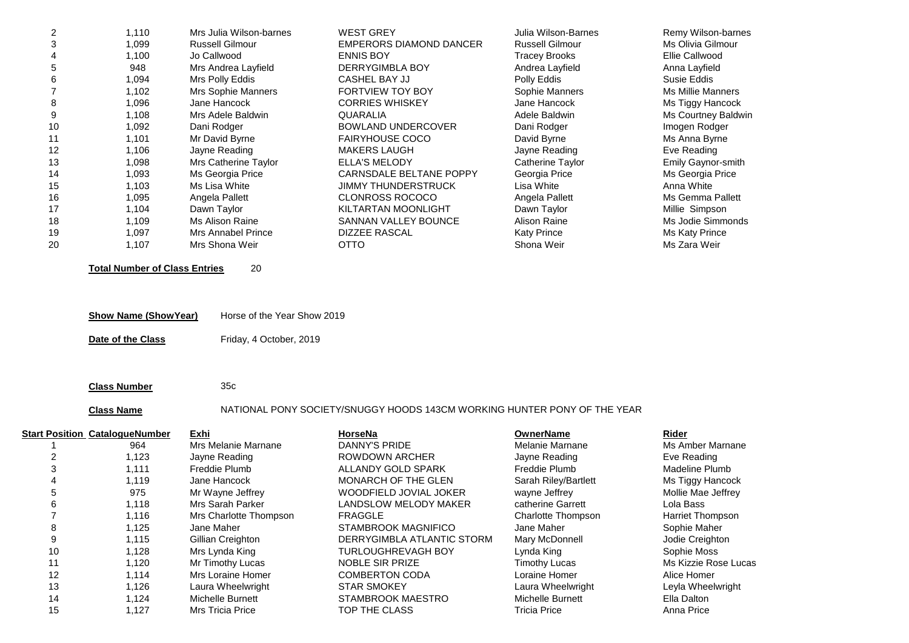| | | | | | |
|---|---|---|---|---|---|
| 2 | 1,110 | Mrs Julia Wilson-barnes | WEST GREY | Julia Wilson-Barnes | Remy Wilson-barnes |
| 3 | 1,099 | Russell Gilmour | EMPERORS DIAMOND DANCER | Russell Gilmour | Ms Olivia Gilmour |
| 4 | 1,100 | Jo Callwood | ENNIS BOY | Tracey Brooks | Ellie Callwood |
| 5 | 948 | Mrs Andrea Layfield | DERRYGIMBLA BOY | Andrea Layfield | Anna Layfield |
| 6 | 1,094 | Mrs Polly Eddis | CASHEL BAY JJ | Polly Eddis | Susie Eddis |
| 7 | 1,102 | Mrs Sophie Manners | FORTVIEW TOY BOY | Sophie Manners | Ms Millie Manners |
| 8 | 1,096 | Jane Hancock | CORRIES WHISKEY | Jane Hancock | Ms Tiggy Hancock |
| 9 | 1,108 | Mrs Adele Baldwin | QUARALIA | Adele Baldwin | Ms Courtney Baldwin |
| 10 | 1,092 | Dani Rodger | BOWLAND UNDERCOVER | Dani Rodger | Imogen Rodger |
| 11 | 1,101 | Mr David Byrne | FAIRYHOUSE COCO | David Byrne | Ms Anna Byrne |
| 12 | 1,106 | Jayne Reading | MAKERS LAUGH | Jayne Reading | Eve Reading |
| 13 | 1,098 | Mrs Catherine Taylor | ELLA'S MELODY | Catherine Taylor | Emily Gaynor-smith |
| 14 | 1,093 | Ms Georgia Price | CARNSDALE BELTANE POPPY | Georgia Price | Ms Georgia Price |
| 15 | 1,103 | Ms Lisa White | JIMMY THUNDERSTRUCK | Lisa White | Anna White |
| 16 | 1,095 | Angela Pallett | CLONROSS ROCOCO | Angela Pallett | Ms Gemma Pallett |
| 17 | 1,104 | Dawn Taylor | KILTARTAN MOONLIGHT | Dawn Taylor | Millie Simpson |
| 18 | 1,109 | Ms Alison Raine | SANNAN VALLEY BOUNCE | Alison Raine | Ms Jodie Simmonds |
| 19 | 1,097 | Mrs Annabel Prince | DIZZEE RASCAL | Katy Prince | Ms Katy Prince |
| 20 | 1,107 | Mrs Shona Weir | OTTO | Shona Weir | Ms Zara Weir |

**Total Number of Class Entries** 20

**Show Name (ShowYear)** Horse of the Year Show 2019

**Date of the Class** Friday, 4 October, 2019

**Class Number** 35c

**Class Name** NATIONAL PONY SOCIETY/SNUGGY HOODS 143CM WORKING HUNTER PONY OF THE YEAR

| Start Position | CatalogueNumber | Exhi | HorseNa | OwnerName | Rider |
|---|---|---|---|---|---|
| 1 | 964 | Mrs Melanie Marnane | DANNY'S PRIDE | Melanie Marnane | Ms Amber Marnane |
| 2 | 1,123 | Jayne Reading | ROWDOWN ARCHER | Jayne Reading | Eve Reading |
| 3 | 1,111 | Freddie Plumb | ALLANDY GOLD SPARK | Freddie Plumb | Madeline Plumb |
| 4 | 1,119 | Jane Hancock | MONARCH OF THE GLEN | Sarah Riley/Bartlett | Ms Tiggy Hancock |
| 5 | 975 | Mr Wayne Jeffrey | WOODFIELD JOVIAL JOKER | wayne Jeffrey | Mollie Mae Jeffrey |
| 6 | 1,118 | Mrs Sarah Parker | LANDSLOW MELODY MAKER | catherine Garrett | Lola Bass |
| 7 | 1,116 | Mrs Charlotte Thompson | FRAGGLE | Charlotte Thompson | Harriet Thompson |
| 8 | 1,125 | Jane Maher | STAMBROOK MAGNIFICO | Jane Maher | Sophie Maher |
| 9 | 1,115 | Gillian Creighton | DERRYGIMBLA ATLANTIC STORM | Mary McDonnell | Jodie Creighton |
| 10 | 1,128 | Mrs Lynda King | TURLOUGHREVAGH BOY | Lynda King | Sophie Moss |
| 11 | 1,120 | Mr Timothy Lucas | NOBLE SIR PRIZE | Timothy Lucas | Ms Kizzie Rose Lucas |
| 12 | 1,114 | Mrs Loraine Homer | COMBERTON CODA | Loraine Homer | Alice Homer |
| 13 | 1,126 | Laura Wheelwright | STAR SMOKEY | Laura Wheelwright | Leyla Wheelwright |
| 14 | 1,124 | Michelle Burnett | STAMBROOK MAESTRO | Michelle Burnett | Ella Dalton |
| 15 | 1,127 | Mrs Tricia Price | TOP THE CLASS | Tricia Price | Anna Price |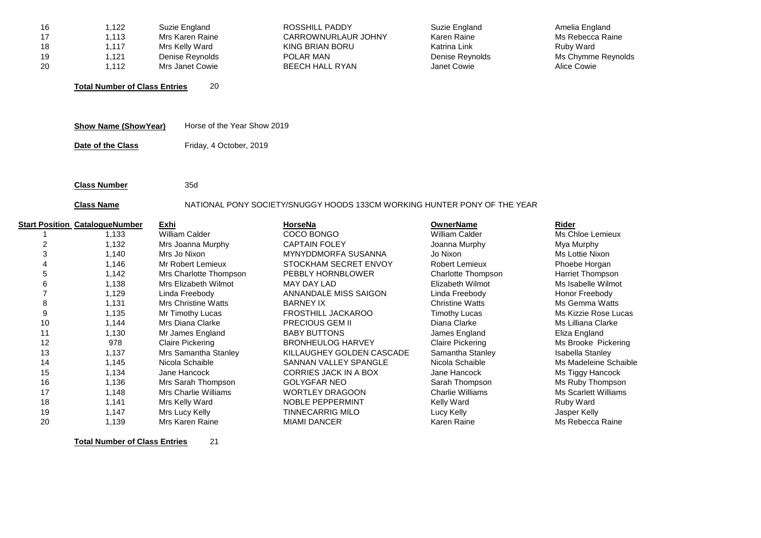| | | | | | |
|---|---|---|---|---|---|
| 16 | 1,122 | Suzie England | ROSSHILL PADDY | Suzie England | Amelia England |
| 17 | 1,113 | Mrs Karen Raine | CARROWNURLAUR JOHNY | Karen Raine | Ms Rebecca Raine |
| 18 | 1,117 | Mrs Kelly Ward | KING BRIAN BORU | Katrina Link | Ruby Ward |
| 19 | 1,121 | Denise Reynolds | POLAR MAN | Denise Reynolds | Ms Chymme Reynolds |
| 20 | 1,112 | Mrs Janet Cowie | BEECH HALL RYAN | Janet Cowie | Alice Cowie |

**Total Number of Class Entries** 20

**Show Name (ShowYear)** Horse of the Year Show 2019

**Date of the Class** Friday, 4 October, 2019

**Class Number** 35d

**Class Name** NATIONAL PONY SOCIETY/SNUGGY HOODS 133CM WORKING HUNTER PONY OF THE YEAR

| Start Position | CatalogueNumber | Exhi | HorseNa | OwnerName | Rider |
|---|---|---|---|---|---|
| 1 | 1,133 | William Calder | COCO BONGO | William Calder | Ms Chloe Lemieux |
| 2 | 1,132 | Mrs Joanna Murphy | CAPTAIN FOLEY | Joanna Murphy | Mya Murphy |
| 3 | 1,140 | Mrs Jo Nixon | MYNYDDMORFA SUSANNA | Jo Nixon | Ms Lottie Nixon |
| 4 | 1,146 | Mr Robert Lemieux | STOCKHAM SECRET ENVOY | Robert Lemieux | Phoebe Horgan |
| 5 | 1,142 | Mrs Charlotte Thompson | PEBBLY HORNBLOWER | Charlotte Thompson | Harriet Thompson |
| 6 | 1,138 | Mrs Elizabeth Wilmot | MAY DAY LAD | Elizabeth Wilmot | Ms Isabelle Wilmot |
| 7 | 1,129 | Linda Freebody | ANNANDALE MISS SAIGON | Linda Freebody | Honor Freebody |
| 8 | 1,131 | Mrs Christine Watts | BARNEY IX | Christine Watts | Ms Gemma Watts |
| 9 | 1,135 | Mr Timothy Lucas | FROSTHILL JACKAROO | Timothy Lucas | Ms Kizzie Rose Lucas |
| 10 | 1,144 | Mrs Diana Clarke | PRECIOUS GEM II | Diana Clarke | Ms Lilliana Clarke |
| 11 | 1,130 | Mr James England | BABY BUTTONS | James England | Eliza England |
| 12 | 978 | Claire Pickering | BRONHEULOG HARVEY | Claire Pickering | Ms Brooke Pickering |
| 13 | 1,137 | Mrs Samantha Stanley | KILLAUGHEY GOLDEN CASCADE | Samantha Stanley | Isabella Stanley |
| 14 | 1,145 | Nicola Schaible | SANNAN VALLEY SPANGLE | Nicola Schaible | Ms Madeleine Schaible |
| 15 | 1,134 | Jane Hancock | CORRIES JACK IN A BOX | Jane Hancock | Ms Tiggy Hancock |
| 16 | 1,136 | Mrs Sarah Thompson | GOLYGFAR NEO | Sarah Thompson | Ms Ruby Thompson |
| 17 | 1,148 | Mrs Charlie Williams | WORTLEY DRAGOON | Charlie Williams | Ms Scarlett Williams |
| 18 | 1,141 | Mrs Kelly Ward | NOBLE PEPPERMINT | Kelly Ward | Ruby Ward |
| 19 | 1,147 | Mrs Lucy Kelly | TINNECARRIG MILO | Lucy Kelly | Jasper Kelly |
| 20 | 1,139 | Mrs Karen Raine | MIAMI DANCER | Karen Raine | Ms Rebecca Raine |

**Total Number of Class Entries** 21